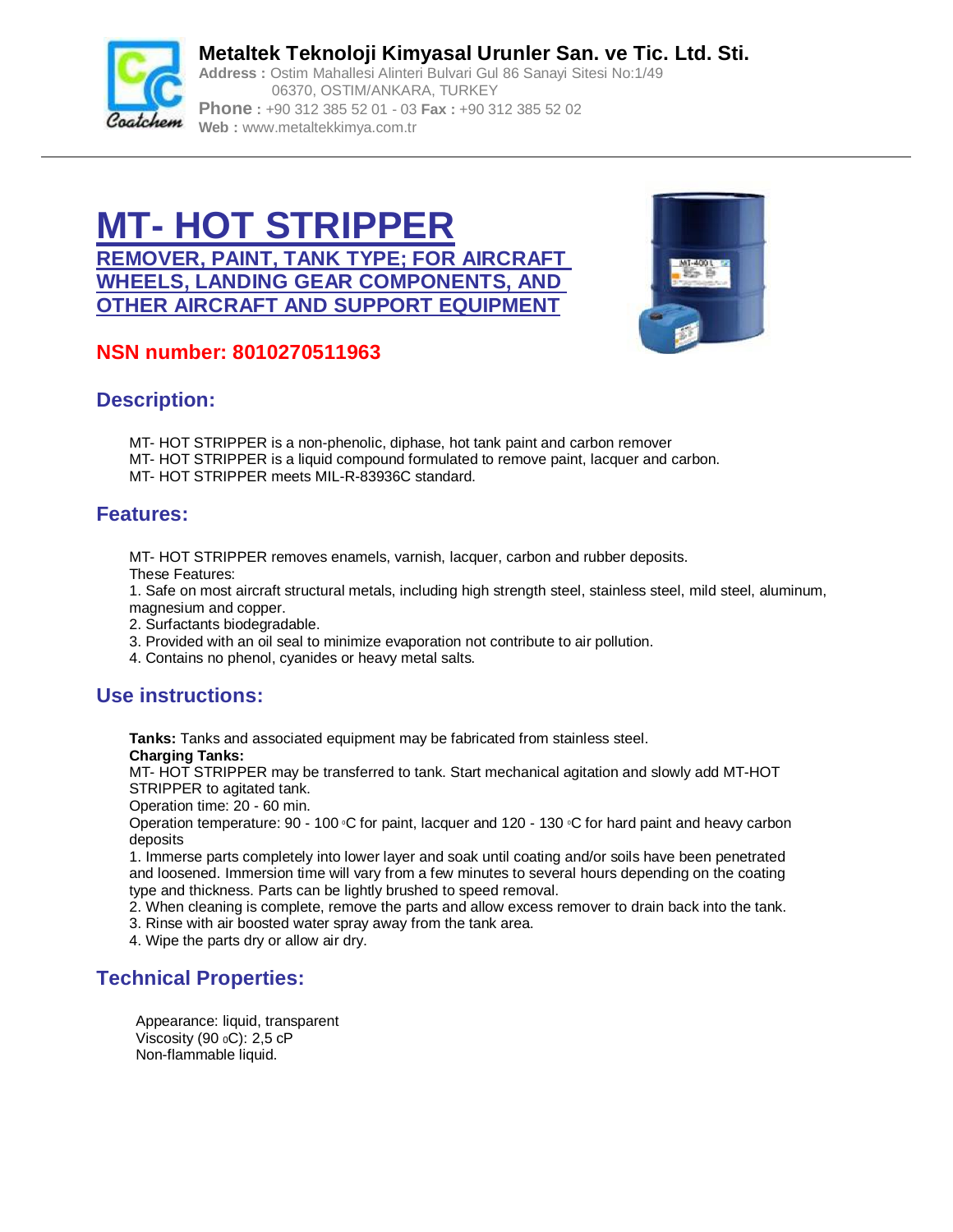**Metaltek Teknoloji Kimyasal Urunler San. ve Tic. Ltd. Sti.**
**Address :** Ostim Mahallesi Alinteri Bulvari Gul 86 Sanayi Sitesi No:1/49
06370, OSTIM/ANKARA, TURKEY
**Phone :** +90 312 385 52 01 - 03 **Fax :** +90 312 385 52 02
**Web :** www.metaltekkimya.com.tr

# MT- HOT STRIPPER

## REMOVER, PAINT, TANK TYPE; FOR AIRCRAFT WHEELS, LANDING GEAR COMPONENTS, AND OTHER AIRCRAFT AND SUPPORT EQUIPMENT

**NSN number: 8010270511963**

## Description:

MT- HOT STRIPPER is a non-phenolic, diphase, hot tank paint and carbon remover
MT- HOT STRIPPER is a liquid compound formulated to remove paint, lacquer and carbon.
MT- HOT STRIPPER meets MIL-R-83936C standard.

## Features:

MT- HOT STRIPPER removes enamels, varnish, lacquer, carbon and rubber deposits.
These Features:

1. Safe on most aircraft structural metals, including high strength steel, stainless steel, mild steel, aluminum, magnesium and copper.
2. Surfactants biodegradable.
3. Provided with an oil seal to minimize evaporation not contribute to air pollution.
4. Contains no phenol, cyanides or heavy metal salts.

## Use instructions:

**Tanks:** Tanks and associated equipment may be fabricated from stainless steel.
**Charging Tanks:**
MT- HOT STRIPPER may be transferred to tank. Start mechanical agitation and slowly add MT-HOT STRIPPER to agitated tank.
Operation time: 20 - 60 min.
Operation temperature: 90 - 100 °C for paint, lacquer and 120 - 130 °C for hard paint and heavy carbon deposits

1. Immerse parts completely into lower layer and soak until coating and/or soils have been penetrated and loosened. Immersion time will vary from a few minutes to several hours depending on the coating type and thickness. Parts can be lightly brushed to speed removal.
2. When cleaning is complete, remove the parts and allow excess remover to drain back into the tank.
3. Rinse with air boosted water spray away from the tank area.
4. Wipe the parts dry or allow air dry.

## Technical Properties:

Appearance: liquid, transparent
Viscosity (90 °C): 2,5 cP
Non-flammable liquid.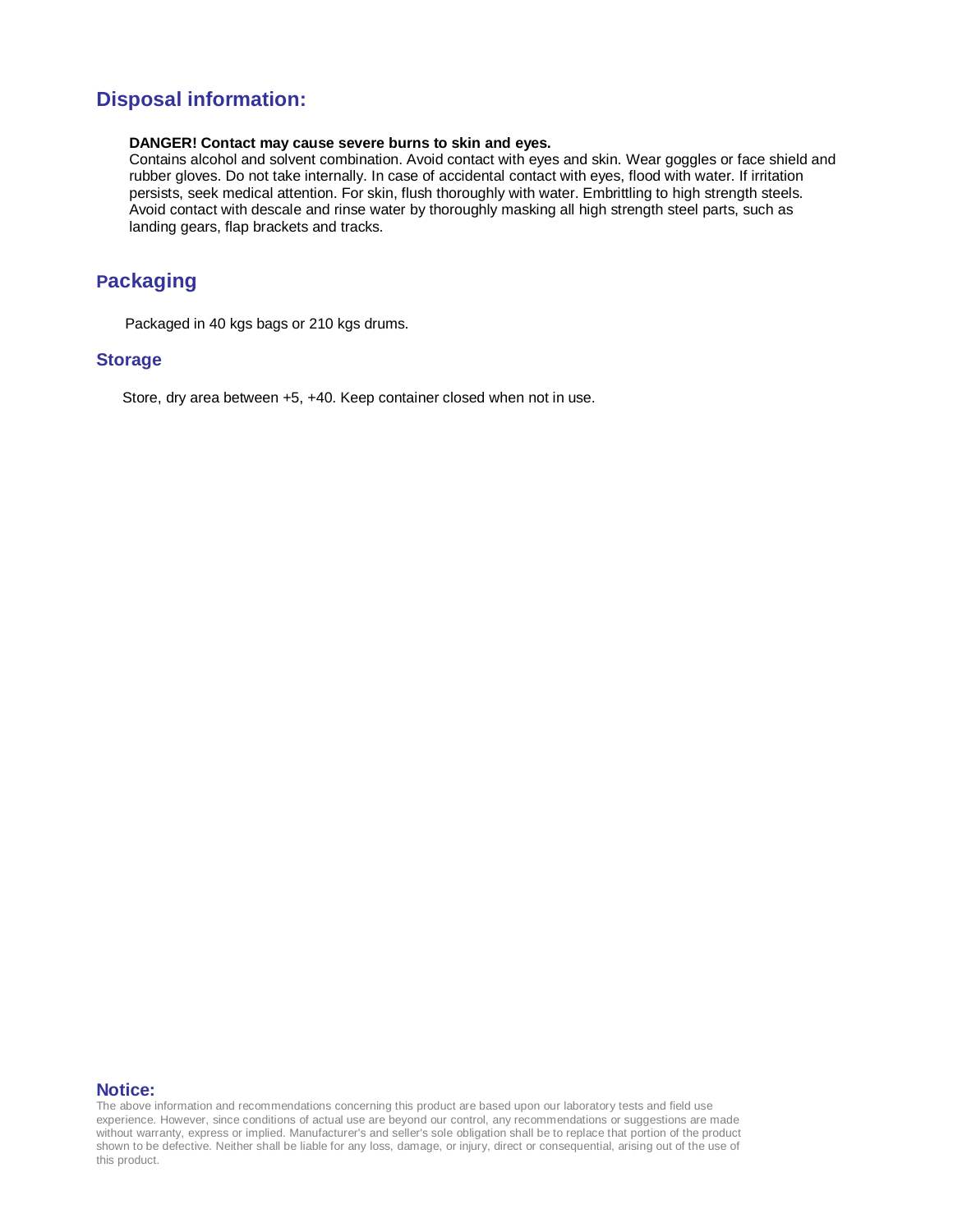## Disposal information:

**DANGER! Contact may cause severe burns to skin and eyes.**
Contains alcohol and solvent combination. Avoid contact with eyes and skin. Wear goggles or face shield and rubber gloves. Do not take internally. In case of accidental contact with eyes, flood with water. If irritation persists, seek medical attention. For skin, flush thoroughly with water. Embrittling to high strength steels. Avoid contact with descale and rinse water by thoroughly masking all high strength steel parts, such as landing gears, flap brackets and tracks.

## Packaging

Packaged in 40 kgs bags or 210 kgs drums.

### Storage

Store, dry area between +5, +40. Keep container closed when not in use.

### Notice:

The above information and recommendations concerning this product are based upon our laboratory tests and field use experience. However, since conditions of actual use are beyond our control, any recommendations or suggestions are made without warranty, express or implied. Manufacturer's and seller's sole obligation shall be to replace that portion of the product shown to be defective. Neither shall be liable for any loss, damage, or injury, direct or consequential, arising out of the use of this product.